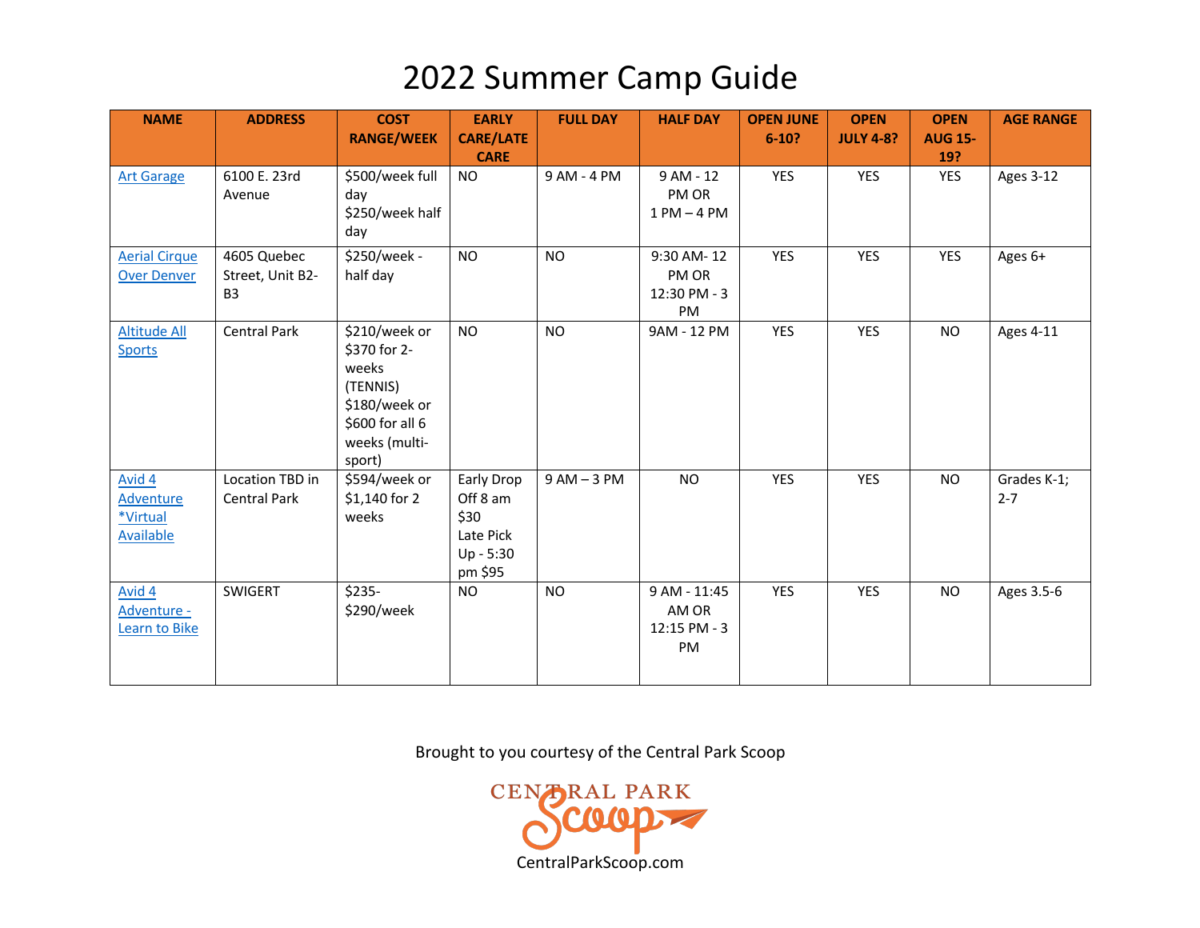# 2022 Summer Camp Guide

| NAME | ADDRESS | COST RANGE/WEEK | EARLY CARE/LATE CARE | FULL DAY | HALF DAY | OPEN JUNE 6-10? | OPEN JULY 4-8? | OPEN AUG 15-19? | AGE RANGE |
|---|---|---|---|---|---|---|---|---|---|
| Art Garage | 6100 E. 23rd Avenue | $500/week full day<br>$250/week half day | NO | 9 AM - 4 PM | 9 AM - 12 PM OR<br>1 PM – 4 PM | YES | YES | YES | Ages 3-12 |
| Aerial Cirque Over Denver | 4605 Quebec Street, Unit B2-B3 | $250/week - half day | NO | NO | 9:30 AM- 12 PM OR<br>12:30 PM - 3 PM | YES | YES | YES | Ages 6+ |
| Altitude All Sports | Central Park | $210/week or $370 for 2-weeks (TENNIS)<br>$180/week or $600 for all 6 weeks (multi-sport) | NO | NO | 9AM - 12 PM | YES | YES | NO | Ages 4-11 |
| Avid 4 Adventure *Virtual Available | Location TBD in Central Park | $594/week or $1,140 for 2 weeks | Early Drop Off 8 am $30<br>Late Pick Up - 5:30 pm $95 | 9 AM – 3 PM | NO | YES | YES | NO | Grades K-1; 2-7 |
| Avid 4 Adventure - Learn to Bike | SWIGERT | $235-$290/week | NO | NO | 9 AM - 11:45 AM OR<br>12:15 PM - 3 PM | YES | YES | NO | Ages 3.5-6 |

Brought to you courtesy of the Central Park Scoop

CENTRAL PARK Scoop

CentralParkScoop.com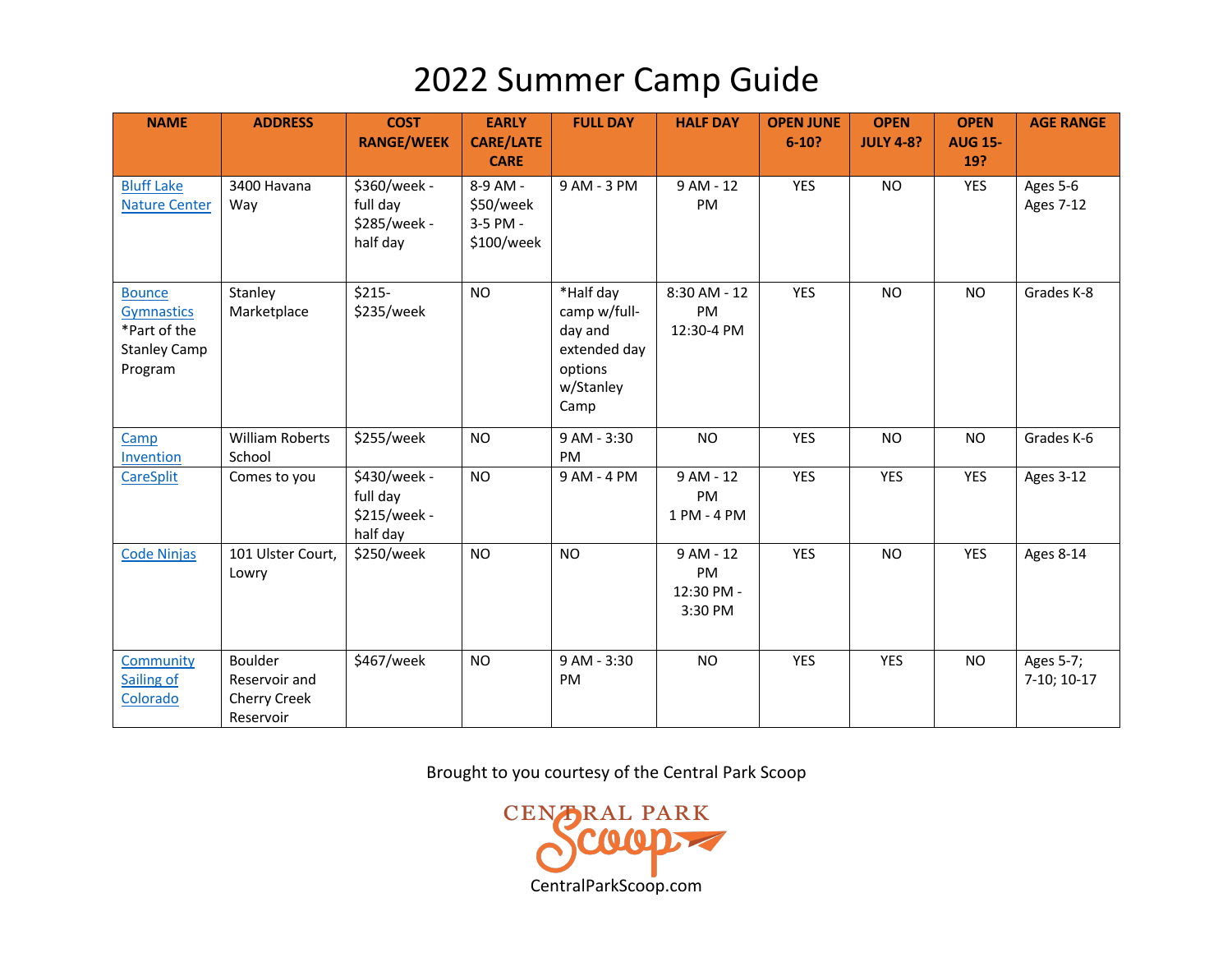# 2022 Summer Camp Guide

| NAME | ADDRESS | COST RANGE/WEEK | EARLY CARE/LATE CARE | FULL DAY | HALF DAY | OPEN JUNE 6-10? | OPEN JULY 4-8? | OPEN AUG 15-19? | AGE RANGE |
|---|---|---|---|---|---|---|---|---|---|
| Bluff Lake Nature Center | 3400 Havana Way | $360/week - full day<br>$285/week - half day | 8-9 AM - $50/week<br>3-5 PM - $100/week | 9 AM - 3 PM | 9 AM - 12 PM | YES | NO | YES | Ages 5-6<br>Ages 7-12 |
| Bounce Gymnastics *Part of the Stanley Camp Program | Stanley Marketplace | $215-$235/week | NO | *Half day camp w/full-day and extended day options w/Stanley Camp | 8:30 AM - 12 PM<br>12:30-4 PM | YES | NO | NO | Grades K-8 |
| Camp Invention | William Roberts School | $255/week | NO | 9 AM - 3:30 PM | NO | YES | NO | NO | Grades K-6 |
| CareSplit | Comes to you | $430/week - full day<br>$215/week - half day | NO | 9 AM - 4 PM | 9 AM - 12 PM<br>1 PM - 4 PM | YES | YES | YES | Ages 3-12 |
| Code Ninjas | 101 Ulster Court, Lowry | $250/week | NO | NO | 9 AM - 12 PM<br>12:30 PM - 3:30 PM | YES | NO | YES | Ages 8-14 |
| Community Sailing of Colorado | Boulder Reservoir and Cherry Creek Reservoir | $467/week | NO | 9 AM - 3:30 PM | NO | YES | YES | NO | Ages 5-7; 7-10; 10-17 |

Brought to you courtesy of the Central Park Scoop

CENTRAL PARK Scoop

CentralParkScoop.com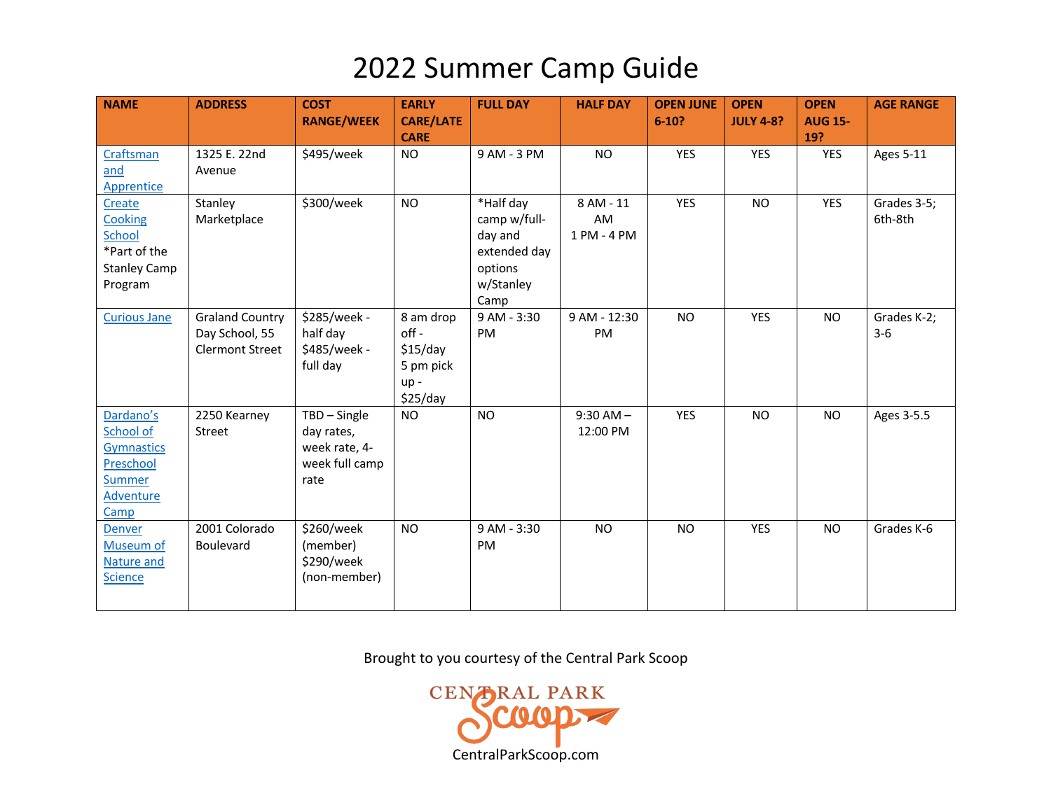# 2022 Summer Camp Guide

| NAME | ADDRESS | COST RANGE/WEEK | EARLY CARE/LATE CARE | FULL DAY | HALF DAY | OPEN JUNE 6-10? | OPEN JULY 4-8? | OPEN AUG 15-19? | AGE RANGE |
|---|---|---|---|---|---|---|---|---|---|
| Craftsman and Apprentice | 1325 E. 22nd Avenue | $495/week | NO | 9 AM - 3 PM | NO | YES | YES | YES | Ages 5-11 |
| Create Cooking School *Part of the Stanley Camp Program | Stanley Marketplace | $300/week | NO | *Half day camp w/full-day and extended day options w/Stanley Camp | 8 AM - 11 AM 1 PM - 4 PM | YES | NO | YES | Grades 3-5; 6th-8th |
| Curious Jane | Graland Country Day School, 55 Clermont Street | $285/week - half day $485/week - full day | 8 am drop off - $15/day 5 pm pick up - $25/day | 9 AM - 3:30 PM | 9 AM - 12:30 PM | NO | YES | NO | Grades K-2; 3-6 |
| Dardano's School of Gymnastics Preschool Summer Adventure Camp | 2250 Kearney Street | TBD – Single day rates, week rate, 4-week full camp rate | NO | NO | 9:30 AM – 12:00 PM | YES | NO | NO | Ages 3-5.5 |
| Denver Museum of Nature and Science | 2001 Colorado Boulevard | $260/week (member) $290/week (non-member) | NO | 9 AM - 3:30 PM | NO | NO | YES | NO | Grades K-6 |

Brought to you courtesy of the Central Park Scoop

CENTRAL PARK Scoop

CentralParkScoop.com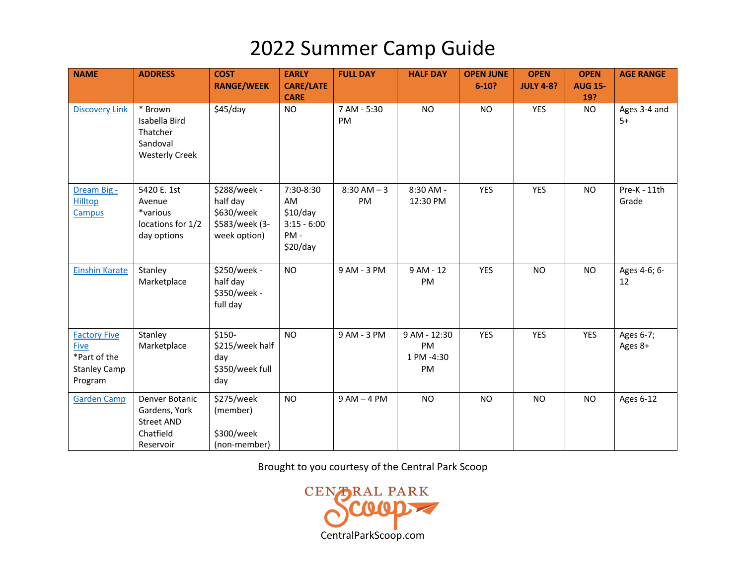# 2022 Summer Camp Guide

| NAME | ADDRESS | COST RANGE/WEEK | EARLY CARE/LATE CARE | FULL DAY | HALF DAY | OPEN JUNE 6-10? | OPEN JULY 4-8? | OPEN AUG 15-19? | AGE RANGE |
|---|---|---|---|---|---|---|---|---|---|
| Discovery Link | * Brown Isabella Bird Thatcher Sandoval Westerly Creek | $45/day | NO | 7 AM - 5:30 PM | NO | NO | YES | NO | Ages 3-4 and 5+ |
| Dream Big - Hilltop Campus | 5420 E. 1st Avenue *various locations for 1/2 day options | $288/week - half day $630/week $583/week (3-week option) | 7:30-8:30 AM $10/day 3:15 - 6:00 PM - $20/day | 8:30 AM – 3 PM | 8:30 AM - 12:30 PM | YES | YES | NO | Pre-K - 11th Grade |
| Einshin Karate | Stanley Marketplace | $250/week - half day $350/week - full day | NO | 9 AM - 3 PM | 9 AM - 12 PM | YES | NO | NO | Ages 4-6; 6-12 |
| Factory Five Five *Part of the Stanley Camp Program | Stanley Marketplace | $150-$215/week half day $350/week full day | NO | 9 AM - 3 PM | 9 AM - 12:30 PM 1 PM -4:30 PM | YES | YES | YES | Ages 6-7; Ages 8+ |
| Garden Camp | Denver Botanic Gardens, York Street AND Chatfield Reservoir | $275/week (member) $300/week (non-member) | NO | 9 AM – 4 PM | NO | NO | NO | NO | Ages 6-12 |

Brought to you courtesy of the Central Park Scoop

CENTRAL PARK Scoop

CentralParkScoop.com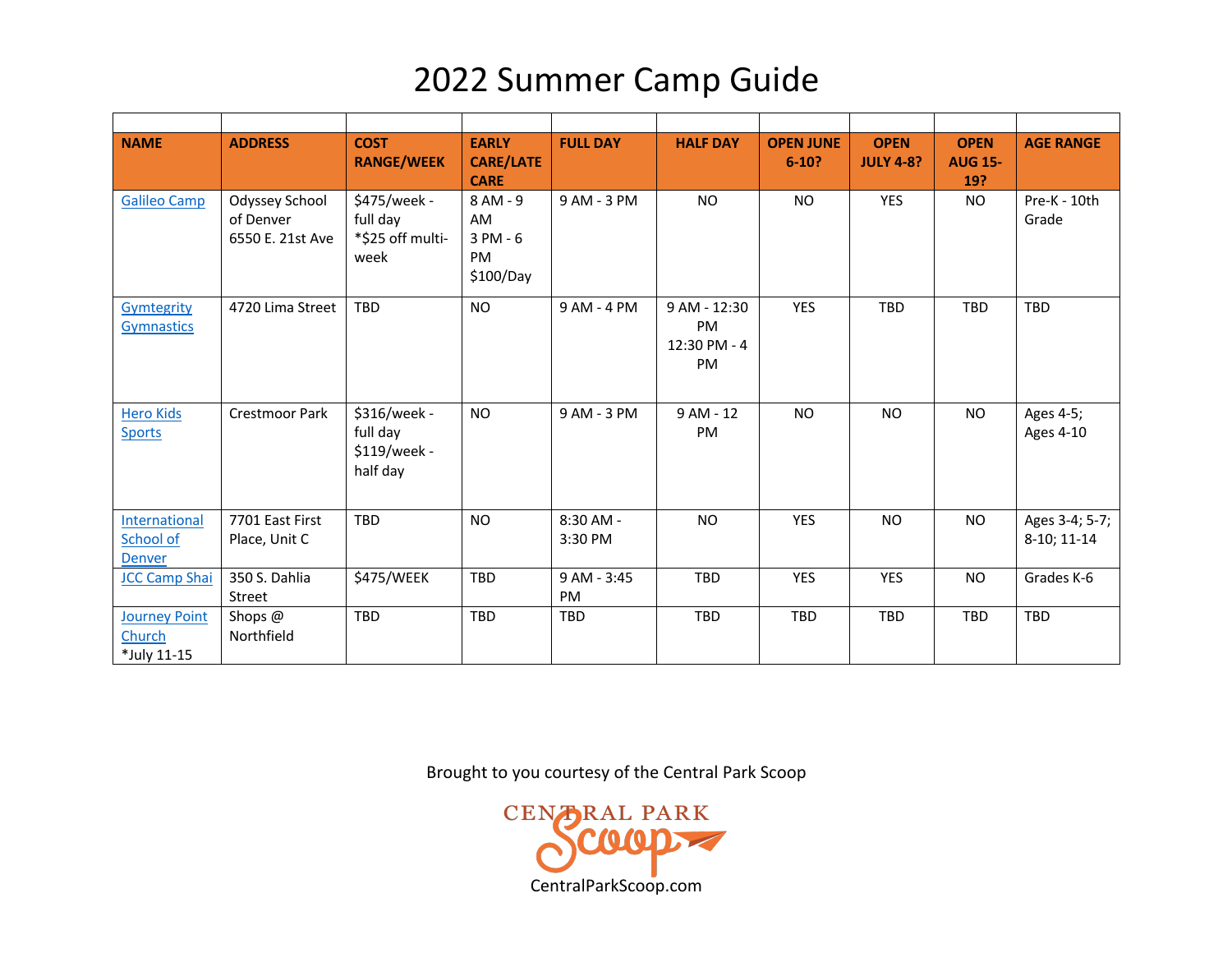# 2022 Summer Camp Guide

| NAME | ADDRESS | COST RANGE/WEEK | EARLY CARE/LATE CARE | FULL DAY | HALF DAY | OPEN JUNE 6-10? | OPEN JULY 4-8? | OPEN AUG 15-19? | AGE RANGE |
|---|---|---|---|---|---|---|---|---|---|
| Galileo Camp | Odyssey School of Denver 6550 E. 21st Ave | $475/week - full day *$25 off multi-week | 8 AM - 9 AM 3 PM - 6 PM $100/Day | 9 AM - 3 PM | NO | NO | YES | NO | Pre-K - 10th Grade |
| Gymtegrity Gymnastics | 4720 Lima Street | TBD | NO | 9 AM - 4 PM | 9 AM - 12:30 PM 12:30 PM - 4 PM | YES | TBD | TBD | TBD |
| Hero Kids Sports | Crestmoor Park | $316/week - full day $119/week - half day | NO | 9 AM - 3 PM | 9 AM - 12 PM | NO | NO | NO | Ages 4-5; Ages 4-10 |
| International School of Denver | 7701 East First Place, Unit C | TBD | NO | 8:30 AM - 3:30 PM | NO | YES | NO | NO | Ages 3-4; 5-7; 8-10; 11-14 |
| JCC Camp Shai | 350 S. Dahlia Street | $475/WEEK | TBD | 9 AM - 3:45 PM | TBD | YES | YES | NO | Grades K-6 |
| Journey Point Church *July 11-15 | Shops @ Northfield | TBD | TBD | TBD | TBD | TBD | TBD | TBD | TBD |

Brought to you courtesy of the Central Park Scoop

CENTRAL PARK Scoop

CentralParkScoop.com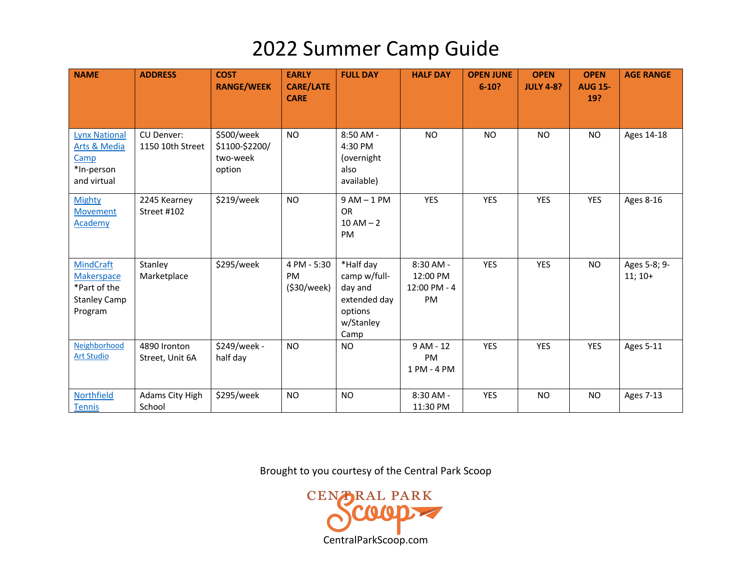# 2022 Summer Camp Guide

| NAME | ADDRESS | COST RANGE/WEEK | EARLY CARE/LATE CARE | FULL DAY | HALF DAY | OPEN JUNE 6-10? | OPEN JULY 4-8? | OPEN AUG 15-19? | AGE RANGE |
|---|---|---|---|---|---|---|---|---|---|
| Lynx National Arts & Media Camp *In-person and virtual | CU Denver: 1150 10th Street | $500/week $1100-$2200/ two-week option | NO | 8:50 AM - 4:30 PM (overnight also available) | NO | NO | NO | NO | Ages 14-18 |
| Mighty Movement Academy | 2245 Kearney Street #102 | $219/week | NO | 9 AM – 1 PM OR 10 AM – 2 PM | YES | YES | YES | YES | Ages 8-16 |
| MindCraft Makerspace *Part of the Stanley Camp Program | Stanley Marketplace | $295/week | 4 PM - 5:30 PM ($30/week) | *Half day camp w/full-day and extended day options w/Stanley Camp | 8:30 AM - 12:00 PM 12:00 PM - 4 PM | YES | YES | NO | Ages 5-8; 9-11; 10+ |
| Neighborhood Art Studio | 4890 Ironton Street, Unit 6A | $249/week - half day | NO | NO | 9 AM - 12 PM 1 PM - 4 PM | YES | YES | YES | Ages 5-11 |
| Northfield Tennis | Adams City High School | $295/week | NO | NO | 8:30 AM - 11:30 PM | YES | NO | NO | Ages 7-13 |

Brought to you courtesy of the Central Park Scoop

CENTRAL PARK Scoop

CentralParkScoop.com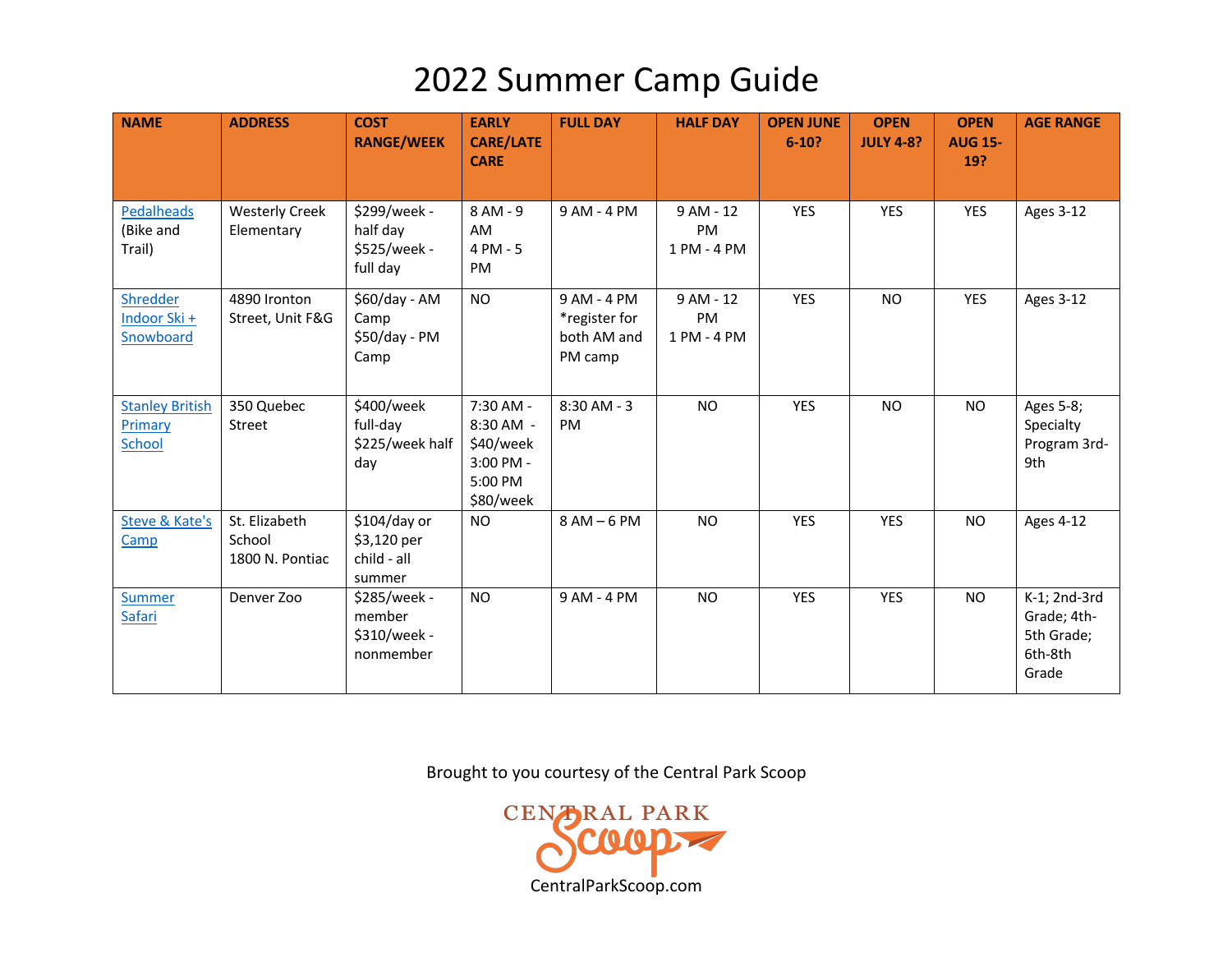# 2022 Summer Camp Guide

| NAME | ADDRESS | COST RANGE/WEEK | EARLY CARE/LATE CARE | FULL DAY | HALF DAY | OPEN JUNE 6-10? | OPEN JULY 4-8? | OPEN AUG 15-19? | AGE RANGE |
|---|---|---|---|---|---|---|---|---|---|
| Pedalheads (Bike and Trail) | Westerly Creek Elementary | $299/week - half day<br>$525/week - full day | 8 AM - 9 AM<br>4 PM - 5 PM | 9 AM - 4 PM | 9 AM - 12 PM<br>1 PM - 4 PM | YES | YES | YES | Ages 3-12 |
| Shredder Indoor Ski + Snowboard | 4890 Ironton Street, Unit F&G | $60/day - AM Camp<br>$50/day - PM Camp | NO | 9 AM - 4 PM<br>*register for both AM and PM camp | 9 AM - 12 PM<br>1 PM - 4 PM | YES | NO | YES | Ages 3-12 |
| Stanley British Primary School | 350 Quebec Street | $400/week full-day<br>$225/week half day | 7:30 AM - 8:30 AM - $40/week<br>3:00 PM - 5:00 PM $80/week | 8:30 AM - 3 PM | NO | YES | NO | NO | Ages 5-8; Specialty Program 3rd-9th |
| Steve & Kate's Camp | St. Elizabeth School<br>1800 N. Pontiac | $104/day or $3,120 per child - all summer | NO | 8 AM – 6 PM | NO | YES | YES | NO | Ages 4-12 |
| Summer Safari | Denver Zoo | $285/week - member<br>$310/week - nonmember | NO | 9 AM - 4 PM | NO | YES | YES | NO | K-1; 2nd-3rd Grade; 4th-5th Grade; 6th-8th Grade |

Brought to you courtesy of the Central Park Scoop

CENTRAL PARK Scoop

CentralParkScoop.com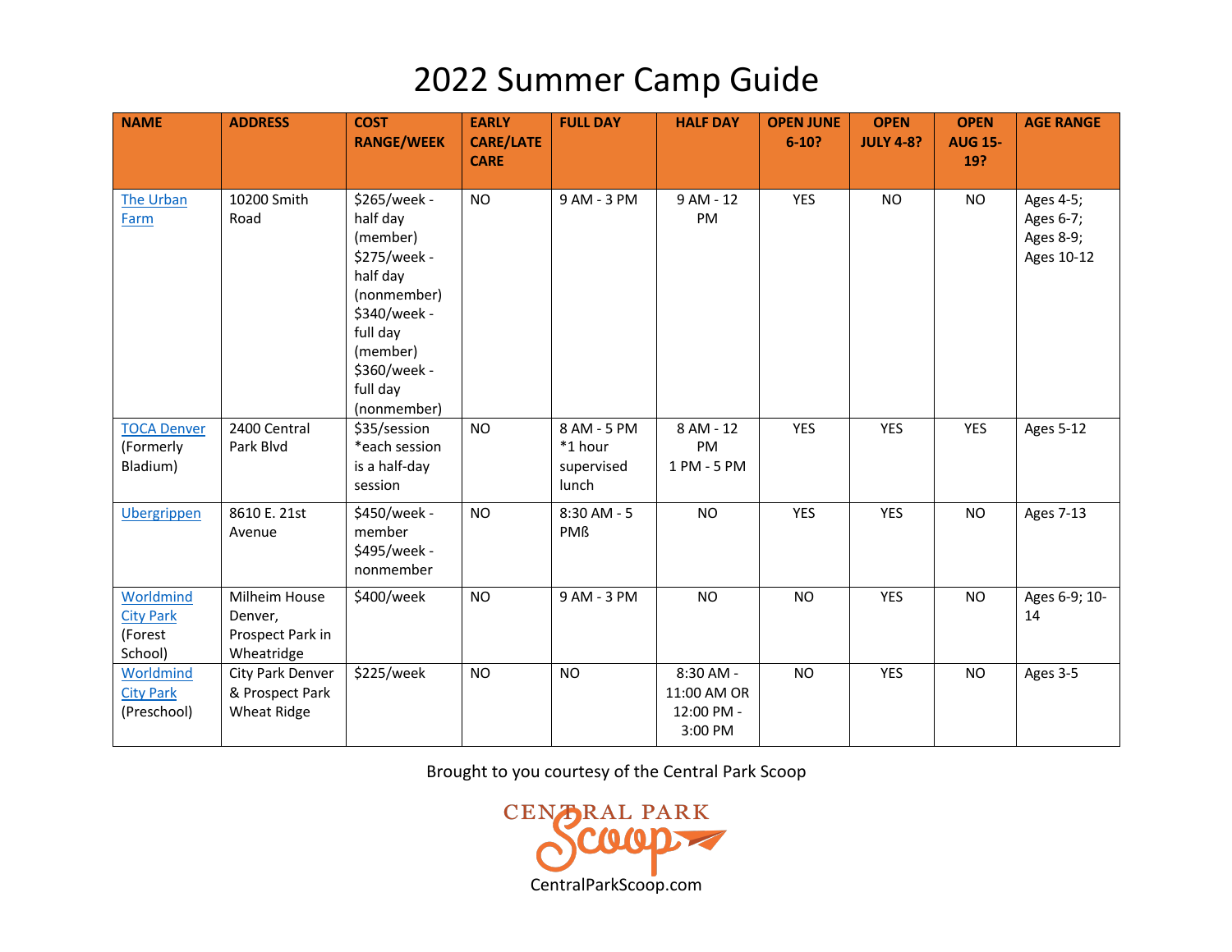# 2022 Summer Camp Guide

| NAME | ADDRESS | COST RANGE/WEEK | EARLY CARE/LATE CARE | FULL DAY | HALF DAY | OPEN JUNE 6-10? | OPEN JULY 4-8? | OPEN AUG 15-19? | AGE RANGE |
|---|---|---|---|---|---|---|---|---|---|
| The Urban Farm | 10200 Smith Road | $265/week - half day (member) $275/week - half day (nonmember) $340/week - full day (member) $360/week - full day (nonmember) | NO | 9 AM - 3 PM | 9 AM - 12 PM | YES | NO | NO | Ages 4-5; Ages 6-7; Ages 8-9; Ages 10-12 |
| TOCA Denver (Formerly Bladium) | 2400 Central Park Blvd | $35/session *each session is a half-day session | NO | 8 AM - 5 PM *1 hour supervised lunch | 8 AM - 12 PM 1 PM - 5 PM | YES | YES | YES | Ages 5-12 |
| Ubergrippen | 8610 E. 21st Avenue | $450/week - member $495/week - nonmember | NO | 8:30 AM - 5 PMß | NO | YES | YES | NO | Ages 7-13 |
| Worldmind City Park (Forest School) | Milheim House Denver, Prospect Park in Wheatridge | $400/week | NO | 9 AM - 3 PM | NO | NO | YES | NO | Ages 6-9; 10-14 |
| Worldmind City Park (Preschool) | City Park Denver & Prospect Park Wheat Ridge | $225/week | NO | NO | 8:30 AM - 11:00 AM OR 12:00 PM - 3:00 PM | NO | YES | NO | Ages 3-5 |

Brought to you courtesy of the Central Park Scoop

CENTRAL PARK Scoop

CentralParkScoop.com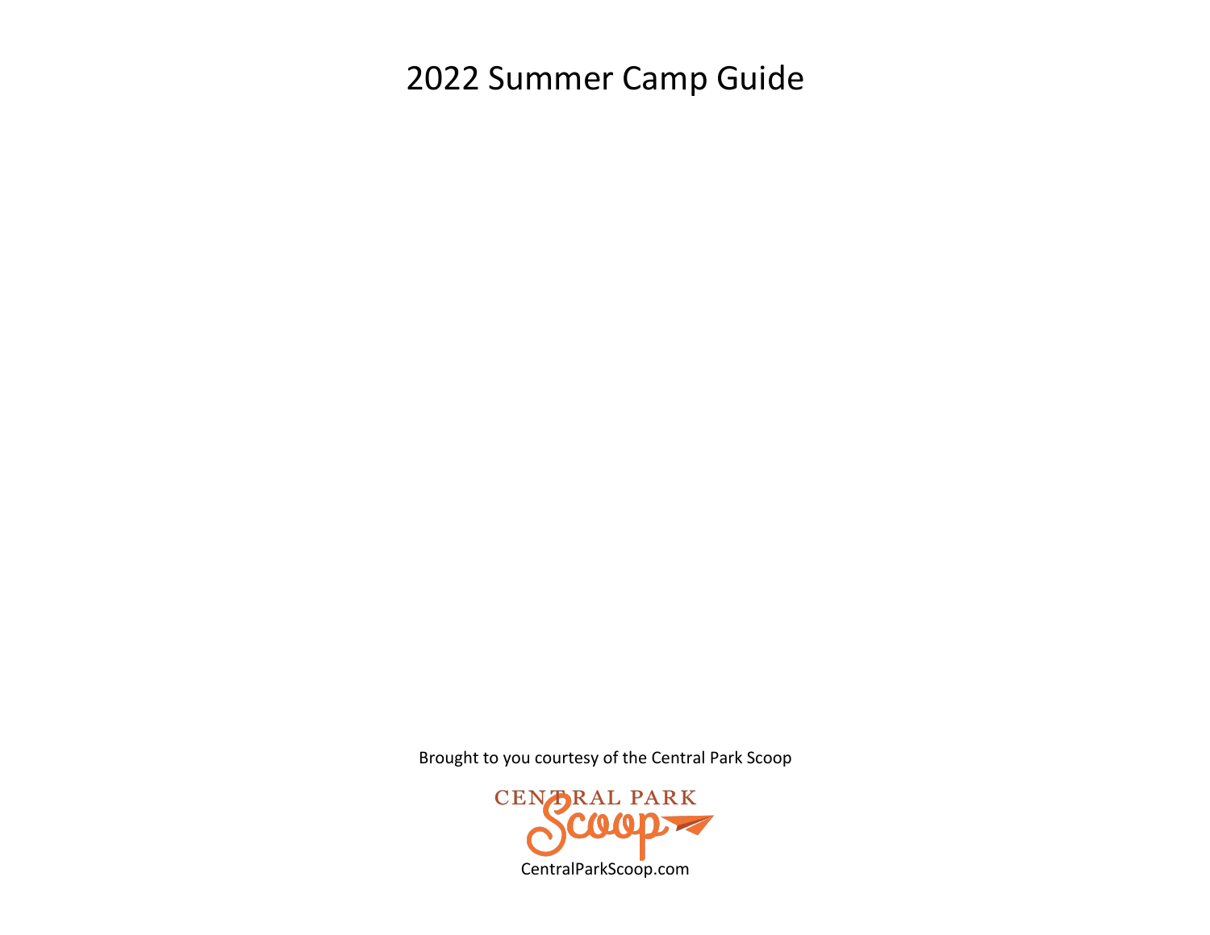# 2022 Summer Camp Guide

Brought to you courtesy of the Central Park Scoop

CENTRAL PARK Scoop

CentralParkScoop.com